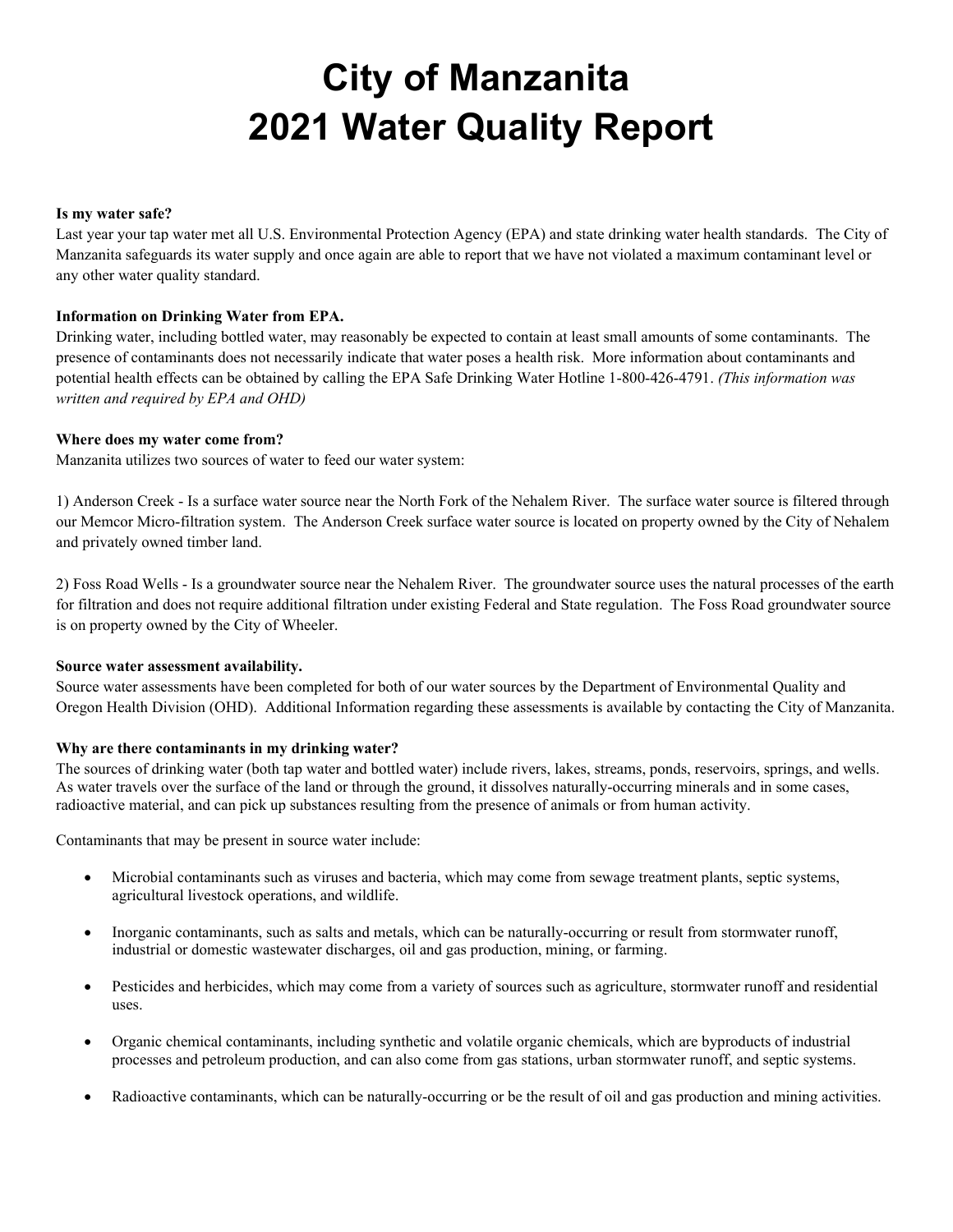# City of Manzanita
# 2021 Water Quality Report

**Is my water safe?**

Last year your tap water met all U.S. Environmental Protection Agency (EPA) and state drinking water health standards. The City of Manzanita safeguards its water supply and once again are able to report that we have not violated a maximum contaminant level or any other water quality standard.

**Information on Drinking Water from EPA.**

Drinking water, including bottled water, may reasonably be expected to contain at least small amounts of some contaminants. The presence of contaminants does not necessarily indicate that water poses a health risk. More information about contaminants and potential health effects can be obtained by calling the EPA Safe Drinking Water Hotline 1-800-426-4791. *(This information was written and required by EPA and OHD)*

**Where does my water come from?**

Manzanita utilizes two sources of water to feed our water system:

1) Anderson Creek - Is a surface water source near the North Fork of the Nehalem River. The surface water source is filtered through our Memcor Micro-filtration system. The Anderson Creek surface water source is located on property owned by the City of Nehalem and privately owned timber land.

2) Foss Road Wells - Is a groundwater source near the Nehalem River. The groundwater source uses the natural processes of the earth for filtration and does not require additional filtration under existing Federal and State regulation. The Foss Road groundwater source is on property owned by the City of Wheeler.

**Source water assessment availability.**

Source water assessments have been completed for both of our water sources by the Department of Environmental Quality and Oregon Health Division (OHD). Additional Information regarding these assessments is available by contacting the City of Manzanita.

**Why are there contaminants in my drinking water?**

The sources of drinking water (both tap water and bottled water) include rivers, lakes, streams, ponds, reservoirs, springs, and wells. As water travels over the surface of the land or through the ground, it dissolves naturally-occurring minerals and in some cases, radioactive material, and can pick up substances resulting from the presence of animals or from human activity.

Contaminants that may be present in source water include:

- Microbial contaminants such as viruses and bacteria, which may come from sewage treatment plants, septic systems, agricultural livestock operations, and wildlife.
- Inorganic contaminants, such as salts and metals, which can be naturally-occurring or result from stormwater runoff, industrial or domestic wastewater discharges, oil and gas production, mining, or farming.
- Pesticides and herbicides, which may come from a variety of sources such as agriculture, stormwater runoff and residential uses.
- Organic chemical contaminants, including synthetic and volatile organic chemicals, which are byproducts of industrial processes and petroleum production, and can also come from gas stations, urban stormwater runoff, and septic systems.
- Radioactive contaminants, which can be naturally-occurring or be the result of oil and gas production and mining activities.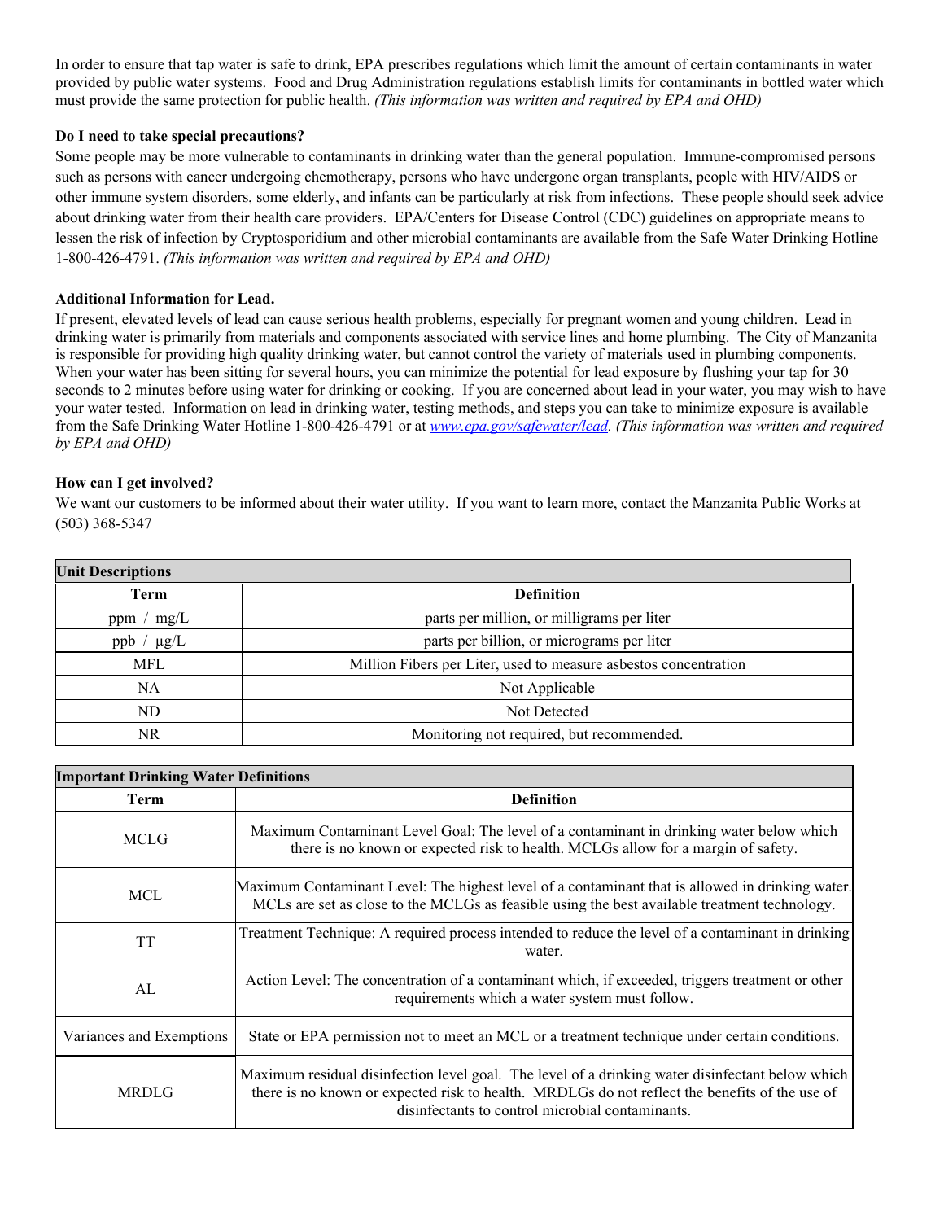In order to ensure that tap water is safe to drink, EPA prescribes regulations which limit the amount of certain contaminants in water provided by public water systems. Food and Drug Administration regulations establish limits for contaminants in bottled water which must provide the same protection for public health. *(This information was written and required by EPA and OHD)*

**Do I need to take special precautions?**

Some people may be more vulnerable to contaminants in drinking water than the general population. Immune-compromised persons such as persons with cancer undergoing chemotherapy, persons who have undergone organ transplants, people with HIV/AIDS or other immune system disorders, some elderly, and infants can be particularly at risk from infections. These people should seek advice about drinking water from their health care providers. EPA/Centers for Disease Control (CDC) guidelines on appropriate means to lessen the risk of infection by Cryptosporidium and other microbial contaminants are available from the Safe Water Drinking Hotline 1-800-426-4791. *(This information was written and required by EPA and OHD)*

**Additional Information for Lead.**

If present, elevated levels of lead can cause serious health problems, especially for pregnant women and young children. Lead in drinking water is primarily from materials and components associated with service lines and home plumbing. The City of Manzanita is responsible for providing high quality drinking water, but cannot control the variety of materials used in plumbing components. When your water has been sitting for several hours, you can minimize the potential for lead exposure by flushing your tap for 30 seconds to 2 minutes before using water for drinking or cooking. If you are concerned about lead in your water, you may wish to have your water tested. Information on lead in drinking water, testing methods, and steps you can take to minimize exposure is available from the Safe Drinking Water Hotline 1-800-426-4791 or at www.epa.gov/safewater/lead. *(This information was written and required by EPA and OHD)*

**How can I get involved?**

We want our customers to be informed about their water utility. If you want to learn more, contact the Manzanita Public Works at (503) 368-5347

| **Unit Descriptions** | |
|---|---|
| **Term** | **Definition** |
| ppm / mg/L | parts per million, or milligrams per liter |
| ppb / µg/L | parts per billion, or micrograms per liter |
| MFL | Million Fibers per Liter, used to measure asbestos concentration |
| NA | Not Applicable |
| ND | Not Detected |
| NR | Monitoring not required, but recommended. |

| **Important Drinking Water Definitions** | |
|---|---|
| **Term** | **Definition** |
| MCLG | Maximum Contaminant Level Goal: The level of a contaminant in drinking water below which there is no known or expected risk to health. MCLGs allow for a margin of safety. |
| MCL | Maximum Contaminant Level: The highest level of a contaminant that is allowed in drinking water. MCLs are set as close to the MCLGs as feasible using the best available treatment technology. |
| TT | Treatment Technique: A required process intended to reduce the level of a contaminant in drinking water. |
| AL | Action Level: The concentration of a contaminant which, if exceeded, triggers treatment or other requirements which a water system must follow. |
| Variances and Exemptions | State or EPA permission not to meet an MCL or a treatment technique under certain conditions. |
| MRDLG | Maximum residual disinfection level goal. The level of a drinking water disinfectant below which there is no known or expected risk to health. MRDLGs do not reflect the benefits of the use of disinfectants to control microbial contaminants. |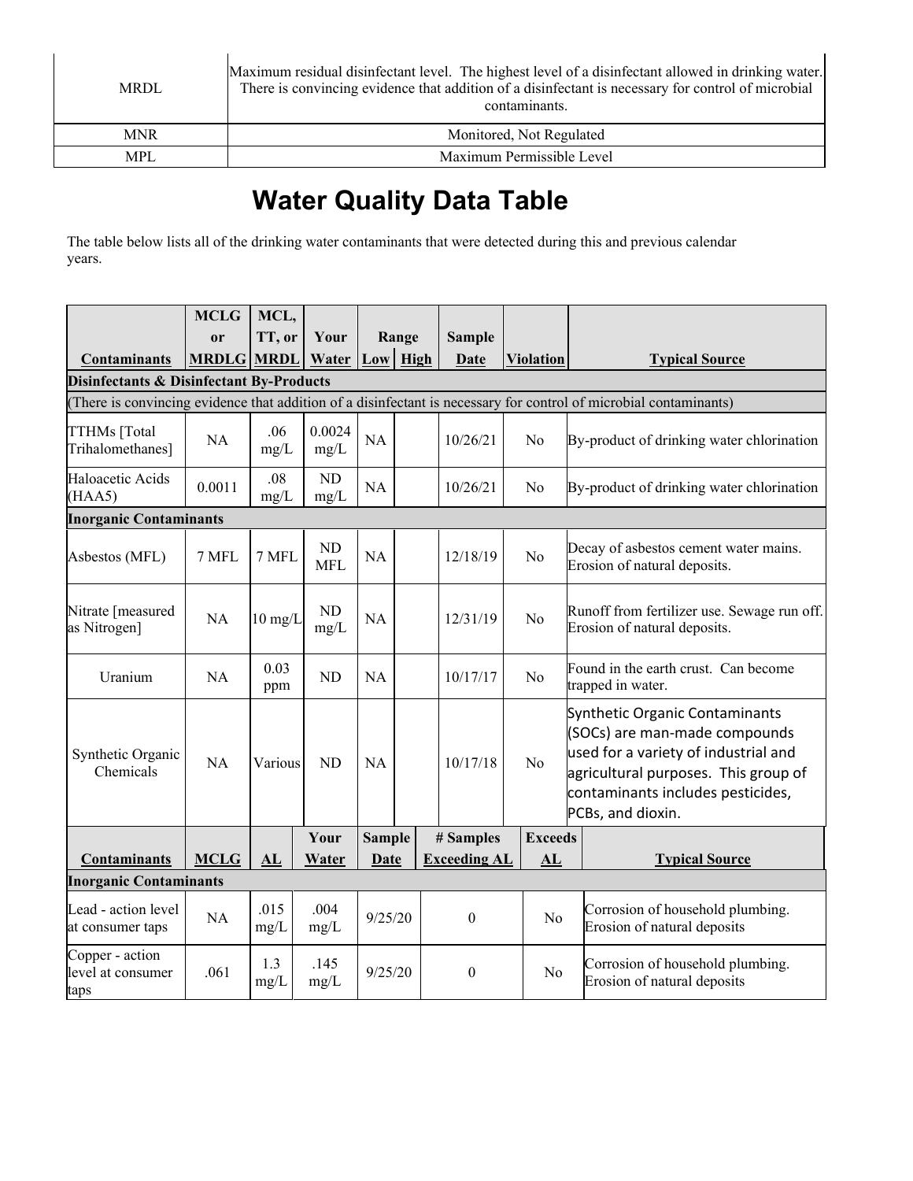| MRDL | Maximum residual disinfectant level. The highest level of a disinfectant allowed in drinking water. There is convincing evidence that addition of a disinfectant is necessary for control of microbial contaminants. |
|---|---|
| MNR | Monitored, Not Regulated |
| MPL | Maximum Permissible Level |

# Water Quality Data Table

The table below lists all of the drinking water contaminants that were detected during this and previous calendar years.

| Contaminants | MCLG or MRDLG | MCL, TT, or MRDL | Your Water | Range Low | Range High | Sample Date | Violation | Typical Source |
|---|---|---|---|---|---|---|---|---|
| **Disinfectants & Disinfectant By-Products** | | | | | | | | |
| (There is convincing evidence that addition of a disinfectant is necessary for control of microbial contaminants) | | | | | | | | |
| TTHMs [Total Trihalomethanes] | NA | .06 mg/L | 0.0024 mg/L | NA | | 10/26/21 | No | By-product of drinking water chlorination |
| Haloacetic Acids (HAA5) | 0.0011 | .08 mg/L | ND mg/L | NA | | 10/26/21 | No | By-product of drinking water chlorination |
| **Inorganic Contaminants** | | | | | | | | |
| Asbestos (MFL) | 7 MFL | 7 MFL | ND MFL | NA | | 12/18/19 | No | Decay of asbestos cement water mains. Erosion of natural deposits. |
| Nitrate [measured as Nitrogen] | NA | 10 mg/L | ND mg/L | NA | | 12/31/19 | No | Runoff from fertilizer use. Sewage run off. Erosion of natural deposits. |
| Uranium | NA | 0.03 ppm | ND | NA | | 10/17/17 | No | Found in the earth crust. Can become trapped in water. |
| Synthetic Organic Chemicals | NA | Various | ND | NA | | 10/17/18 | No | Synthetic Organic Contaminants (SOCs) are man-made compounds used for a variety of industrial and agricultural purposes. This group of contaminants includes pesticides, PCBs, and dioxin. |

| Contaminants | MCLG | AL | Your Water | Sample Date | # Samples Exceeding AL | Exceeds AL | Typical Source |
|---|---|---|---|---|---|---|---|
| **Inorganic Contaminants** | | | | | | | |
| Lead - action level at consumer taps | NA | .015 mg/L | .004 mg/L | 9/25/20 | 0 | No | Corrosion of household plumbing. Erosion of natural deposits |
| Copper - action level at consumer taps | .061 | 1.3 mg/L | .145 mg/L | 9/25/20 | 0 | No | Corrosion of household plumbing. Erosion of natural deposits |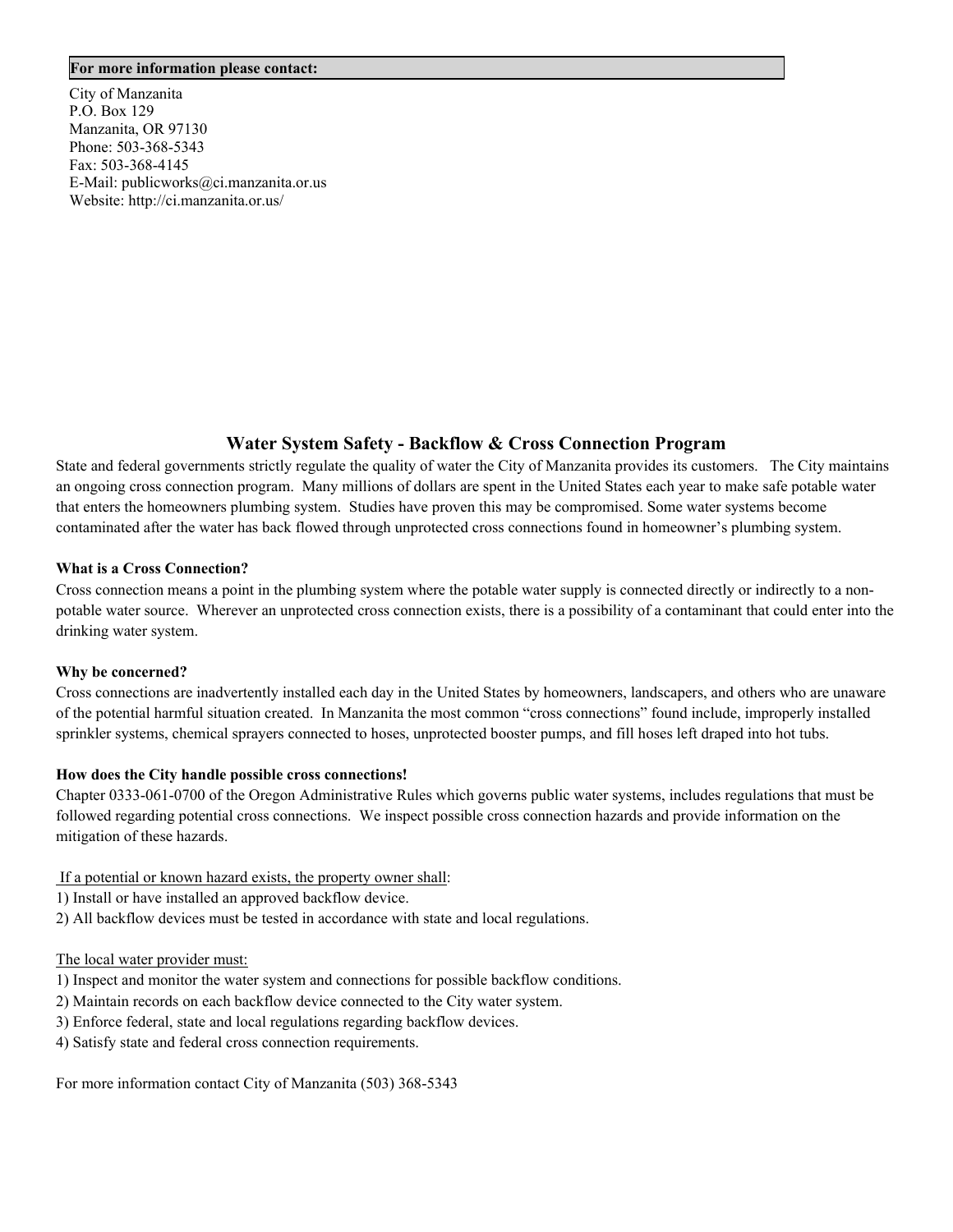**For more information please contact:**

City of Manzanita
P.O. Box 129
Manzanita, OR 97130
Phone: 503-368-5343
Fax: 503-368-4145
E-Mail: publicworks@ci.manzanita.or.us
Website: http://ci.manzanita.or.us/

## Water System Safety - Backflow & Cross Connection Program

State and federal governments strictly regulate the quality of water the City of Manzanita provides its customers. The City maintains an ongoing cross connection program. Many millions of dollars are spent in the United States each year to make safe potable water that enters the homeowners plumbing system. Studies have proven this may be compromised. Some water systems become contaminated after the water has back flowed through unprotected cross connections found in homeowner's plumbing system.

**What is a Cross Connection?**

Cross connection means a point in the plumbing system where the potable water supply is connected directly or indirectly to a non-potable water source. Wherever an unprotected cross connection exists, there is a possibility of a contaminant that could enter into the drinking water system.

**Why be concerned?**

Cross connections are inadvertently installed each day in the United States by homeowners, landscapers, and others who are unaware of the potential harmful situation created. In Manzanita the most common "cross connections" found include, improperly installed sprinkler systems, chemical sprayers connected to hoses, unprotected booster pumps, and fill hoses left draped into hot tubs.

**How does the City handle possible cross connections!**

Chapter 0333-061-0700 of the Oregon Administrative Rules which governs public water systems, includes regulations that must be followed regarding potential cross connections. We inspect possible cross connection hazards and provide information on the mitigation of these hazards.

<u>If a potential or known hazard exists, the property owner shall</u>:

1) Install or have installed an approved backflow device.
2) All backflow devices must be tested in accordance with state and local regulations.

<u>The local water provider must:</u>

1) Inspect and monitor the water system and connections for possible backflow conditions.
2) Maintain records on each backflow device connected to the City water system.
3) Enforce federal, state and local regulations regarding backflow devices.
4) Satisfy state and federal cross connection requirements.

For more information contact City of Manzanita (503) 368-5343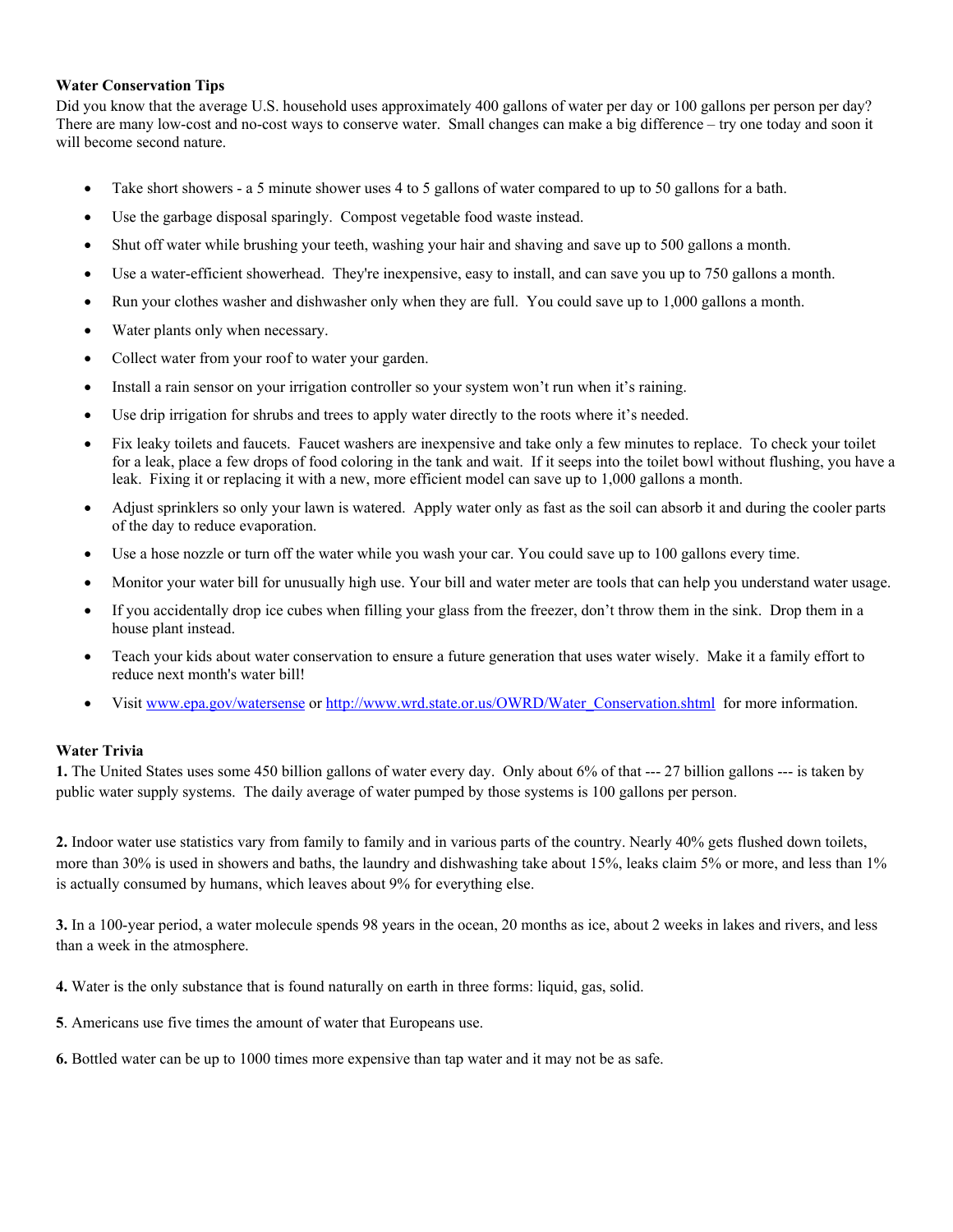**Water Conservation Tips**

Did you know that the average U.S. household uses approximately 400 gallons of water per day or 100 gallons per person per day? There are many low-cost and no-cost ways to conserve water. Small changes can make a big difference – try one today and soon it will become second nature.

- Take short showers - a 5 minute shower uses 4 to 5 gallons of water compared to up to 50 gallons for a bath.
- Use the garbage disposal sparingly. Compost vegetable food waste instead.
- Shut off water while brushing your teeth, washing your hair and shaving and save up to 500 gallons a month.
- Use a water-efficient showerhead. They're inexpensive, easy to install, and can save you up to 750 gallons a month.
- Run your clothes washer and dishwasher only when they are full. You could save up to 1,000 gallons a month.
- Water plants only when necessary.
- Collect water from your roof to water your garden.
- Install a rain sensor on your irrigation controller so your system won't run when it's raining.
- Use drip irrigation for shrubs and trees to apply water directly to the roots where it's needed.
- Fix leaky toilets and faucets. Faucet washers are inexpensive and take only a few minutes to replace. To check your toilet for a leak, place a few drops of food coloring in the tank and wait. If it seeps into the toilet bowl without flushing, you have a leak. Fixing it or replacing it with a new, more efficient model can save up to 1,000 gallons a month.
- Adjust sprinklers so only your lawn is watered. Apply water only as fast as the soil can absorb it and during the cooler parts of the day to reduce evaporation.
- Use a hose nozzle or turn off the water while you wash your car. You could save up to 100 gallons every time.
- Monitor your water bill for unusually high use. Your bill and water meter are tools that can help you understand water usage.
- If you accidentally drop ice cubes when filling your glass from the freezer, don't throw them in the sink. Drop them in a house plant instead.
- Teach your kids about water conservation to ensure a future generation that uses water wisely. Make it a family effort to reduce next month's water bill!
- Visit www.epa.gov/watersense or http://www.wrd.state.or.us/OWRD/Water_Conservation.shtml for more information.

**Water Trivia**

**1.** The United States uses some 450 billion gallons of water every day. Only about 6% of that --- 27 billion gallons --- is taken by public water supply systems. The daily average of water pumped by those systems is 100 gallons per person.

**2.** Indoor water use statistics vary from family to family and in various parts of the country. Nearly 40% gets flushed down toilets, more than 30% is used in showers and baths, the laundry and dishwashing take about 15%, leaks claim 5% or more, and less than 1% is actually consumed by humans, which leaves about 9% for everything else.

**3.** In a 100-year period, a water molecule spends 98 years in the ocean, 20 months as ice, about 2 weeks in lakes and rivers, and less than a week in the atmosphere.

**4.** Water is the only substance that is found naturally on earth in three forms: liquid, gas, solid.

**5**. Americans use five times the amount of water that Europeans use.

**6.** Bottled water can be up to 1000 times more expensive than tap water and it may not be as safe.